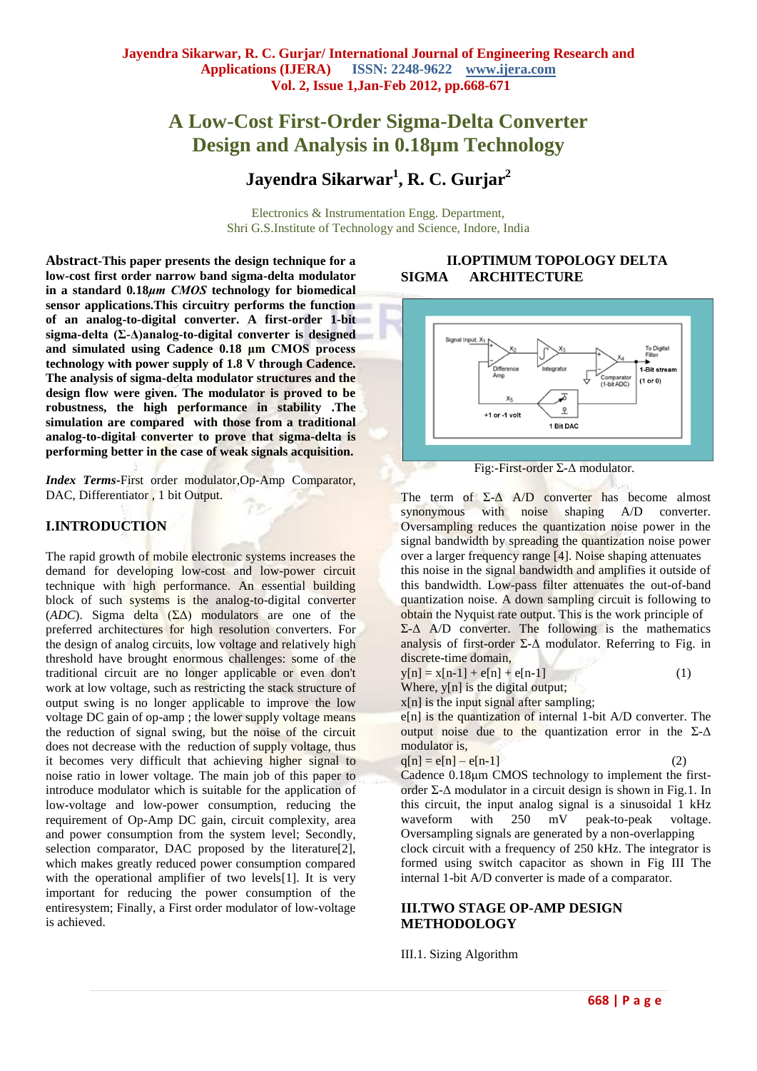# A Low-Cost First-Order Sigma-Delta Converter Design and Analysis in 0.18µm Technology

## Jayendra Sikarwar[1], R. C. Gurjar[2]

Electronics & Instrumentation Engg. Department,
Shri G.S.Institute of Technology and Science, Indore, India

**Abstract-This paper presents the design technique for a low-cost first order narrow band sigma-delta modulator in a standard 0.18*µm CMOS* technology for biomedical sensor applications.This circuitry performs the function of an analog-to-digital converter. A first-order 1-bit sigma-delta (Σ-Δ)analog-to-digital converter is designed and simulated using Cadence 0.18 µm CMOS process technology with power supply of 1.8 V through Cadence. The analysis of sigma-delta modulator structures and the design flow were given. The modulator is proved to be robustness, the high performance in stability .The simulation are compared with those from a traditional analog-to-digital converter to prove that sigma-delta is performing better in the case of weak signals acquisition.**

***Index Terms*-**First order modulator,Op-Amp Comparator, DAC, Differentiator , 1 bit Output.

## I.INTRODUCTION

The rapid growth of mobile electronic systems increases the demand for developing low-cost and low-power circuit technique with high performance. An essential building block of such systems is the analog-to-digital converter (*ADC*). Sigma delta (ΣΔ) modulators are one of the preferred architectures for high resolution converters. For the design of analog circuits, low voltage and relatively high threshold have brought enormous challenges: some of the traditional circuit are no longer applicable or even don't work at low voltage, such as restricting the stack structure of output swing is no longer applicable to improve the low voltage DC gain of op-amp ; the lower supply voltage means the reduction of signal swing, but the noise of the circuit does not decrease with the reduction of supply voltage, thus it becomes very difficult that achieving higher signal to noise ratio in lower voltage. The main job of this paper to introduce modulator which is suitable for the application of low-voltage and low-power consumption, reducing the requirement of Op-Amp DC gain, circuit complexity, area and power consumption from the system level; Secondly, selection comparator, DAC proposed by the literature[2], which makes greatly reduced power consumption compared with the operational amplifier of two levels[1]. It is very important for reducing the power consumption of the entiresystem; Finally, a First order modulator of low-voltage is achieved.

## II.OPTIMUM TOPOLOGY DELTA SIGMA ARCHITECTURE

Fig:-First-order Σ-Δ modulator.

The term of Σ-Δ A/D converter has become almost synonymous with noise shaping A/D converter. Oversampling reduces the quantization noise power in the signal bandwidth by spreading the quantization noise power over a larger frequency range [4]. Noise shaping attenuates this noise in the signal bandwidth and amplifies it outside of this bandwidth. Low-pass filter attenuates the out-of-band quantization noise. A down sampling circuit is following to obtain the Nyquist rate output. This is the work principle of Σ-Δ A/D converter. The following is the mathematics analysis of first-order Σ-Δ modulator. Referring to Fig. in discrete-time domain,

$$y[n] = x[n-1] + e[n] + e[n-1] \qquad (1)$$

Where, y[n] is the digital output;
x[n] is the input signal after sampling;
e[n] is the quantization of internal 1-bit A/D converter. The output noise due to the quantization error in the Σ-Δ modulator is,

$$q[n] = e[n] – e[n-1] \qquad (2)$$

Cadence 0.18µm CMOS technology to implement the first-order Σ-Δ modulator in a circuit design is shown in Fig.1. In this circuit, the input analog signal is a sinusoidal 1 kHz waveform with 250 mV peak-to-peak voltage. Oversampling signals are generated by a non-overlapping clock circuit with a frequency of 250 kHz. The integrator is formed using switch capacitor as shown in Fig III The internal 1-bit A/D converter is made of a comparator.

## III.TWO STAGE OP-AMP DESIGN METHODOLOGY

III.1. Sizing Algorithm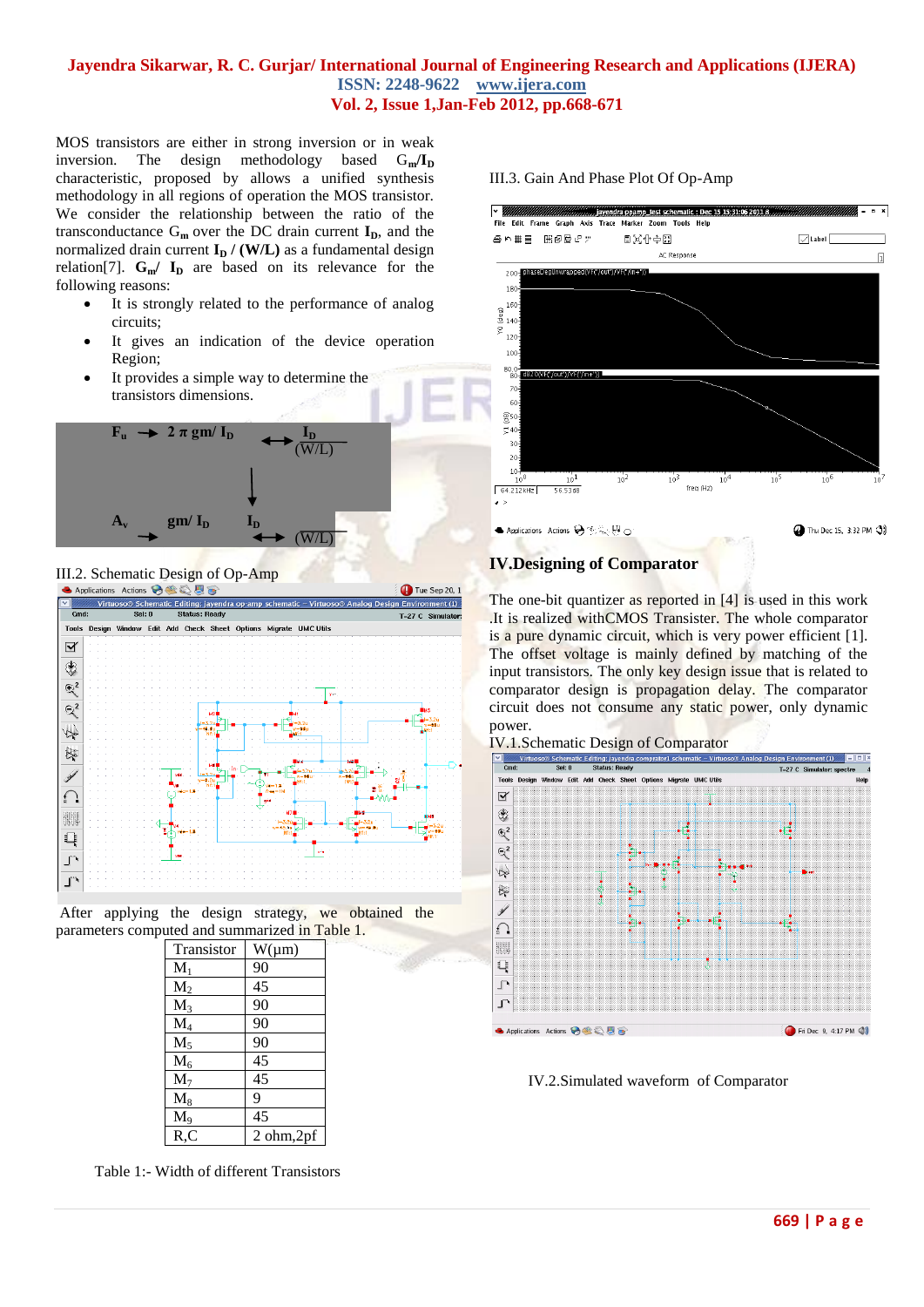MOS transistors are either in strong inversion or in weak inversion. The design methodology based $G_m/I_D$ characteristic, proposed by allows a unified synthesis methodology in all regions of operation the MOS transistor. We consider the relationship between the ratio of the transconductance $G_m$ over the DC drain current $I_D$, and the normalized drain current $I_D$ / (W/L) as a fundamental design relation[7]. $G_m$/ $I_D$ are based on its relevance for the following reasons:

- It is strongly related to the performance of analog circuits;
- It gives an indication of the device operation Region;
- It provides a simple way to determine the transistors dimensions.

$F_u$ → 2 π gm/ $I_D$ ↔ $I_D$ (W/L)

$A_v$ → gm/ $I_D$ → $I_D$ ↔ (W/L)

III.2. Schematic Design of Op-Amp

After applying the design strategy, we obtained the parameters computed and summarized in Table 1.

| Transistor | W(μm) |
|---|---|
| $M_1$ | 90 |
| $M_2$ | 45 |
| $M_3$ | 90 |
| $M_4$ | 90 |
| $M_5$ | 90 |
| $M_6$ | 45 |
| $M_7$ | 45 |
| $M_8$ | 9 |
| $M_9$ | 45 |
| R,C | 2 ohm,2pf |

Table 1:- Width of different Transistors

III.3. Gain And Phase Plot Of Op-Amp

## IV.Designing of Comparator

The one-bit quantizer as reported in [4] is used in this work .It is realized withCMOS Transister. The whole comparator is a pure dynamic circuit, which is very power efficient [1]. The offset voltage is mainly defined by matching of the input transistors. The only key design issue that is related to comparator design is propagation delay. The comparator circuit does not consume any static power, only dynamic power.

IV.1.Schematic Design of Comparator

IV.2.Simulated waveform of Comparator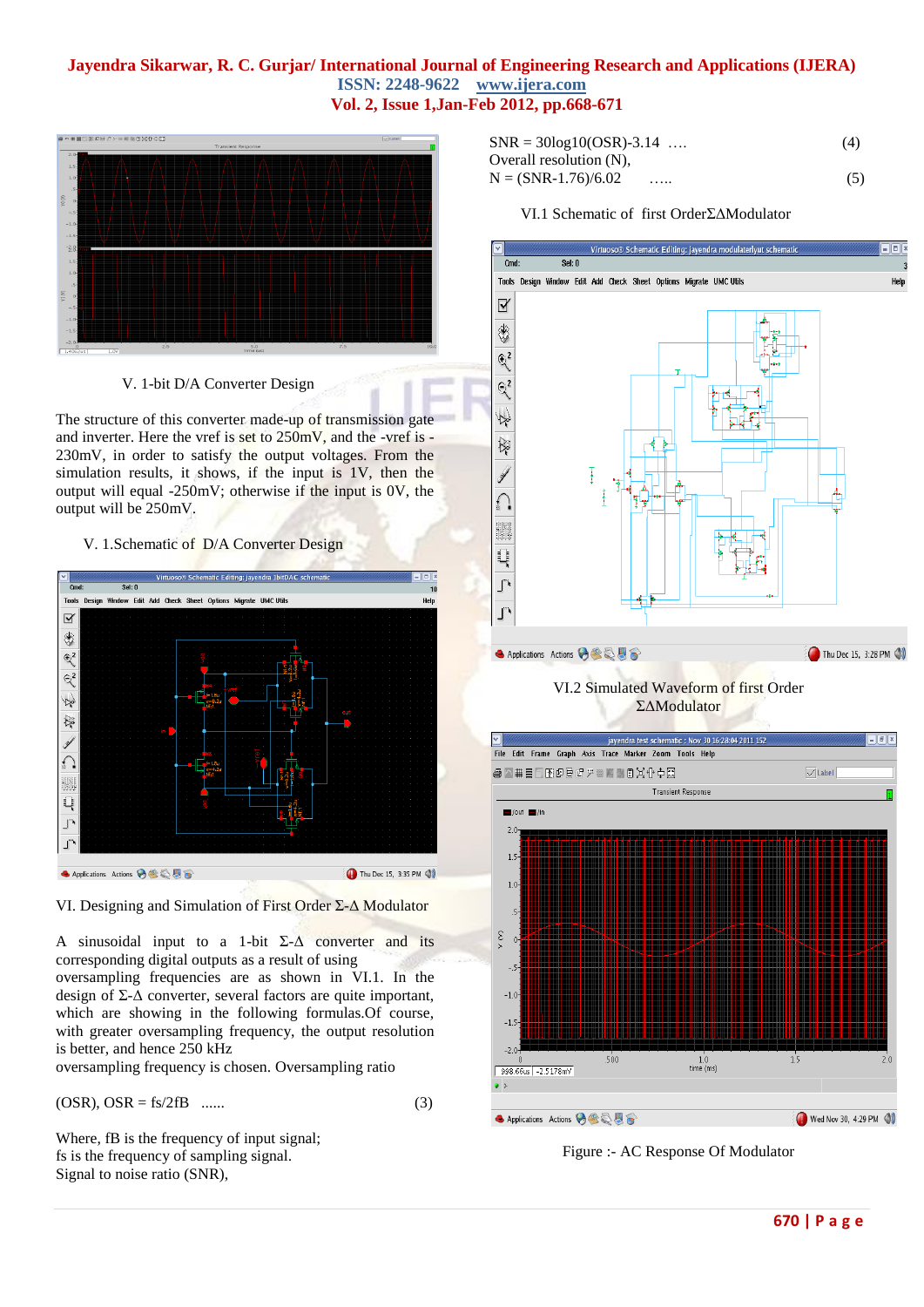### V. 1-bit D/A Converter Design

The structure of this converter made-up of transmission gate and inverter. Here the vref is set to 250mV, and the -vref is -230mV, in order to satisfy the output voltages. From the simulation results, it shows, if the input is 1V, then the output will equal -250mV; otherwise if the input is 0V, the output will be 250mV.

### V. 1.Schematic of D/A Converter Design

## VI. Designing and Simulation of First Order Σ-Δ Modulator

A sinusoidal input to a 1-bit Σ-Δ converter and its corresponding digital outputs as a result of using oversampling frequencies are as shown in VI.1. In the design of Σ-Δ converter, several factors are quite important, which are showing in the following formulas.Of course, with greater oversampling frequency, the output resolution is better, and hence 250 kHz oversampling frequency is chosen. Oversampling ratio

(OSR), $OSR = fs/2fB$ ...... (3)

Where, fB is the frequency of input signal;
fs is the frequency of sampling signal.
Signal to noise ratio (SNR),

$SNR = 30\log10(OSR)-3.14$ …. (4)
Overall resolution (N),
$N = (SNR-1.76)/6.02$ ….. (5)

### VI.1 Schematic of first OrderΣΔModulator

### VI.2 Simulated Waveform of first Order ΣΔModulator

Figure :- AC Response Of Modulator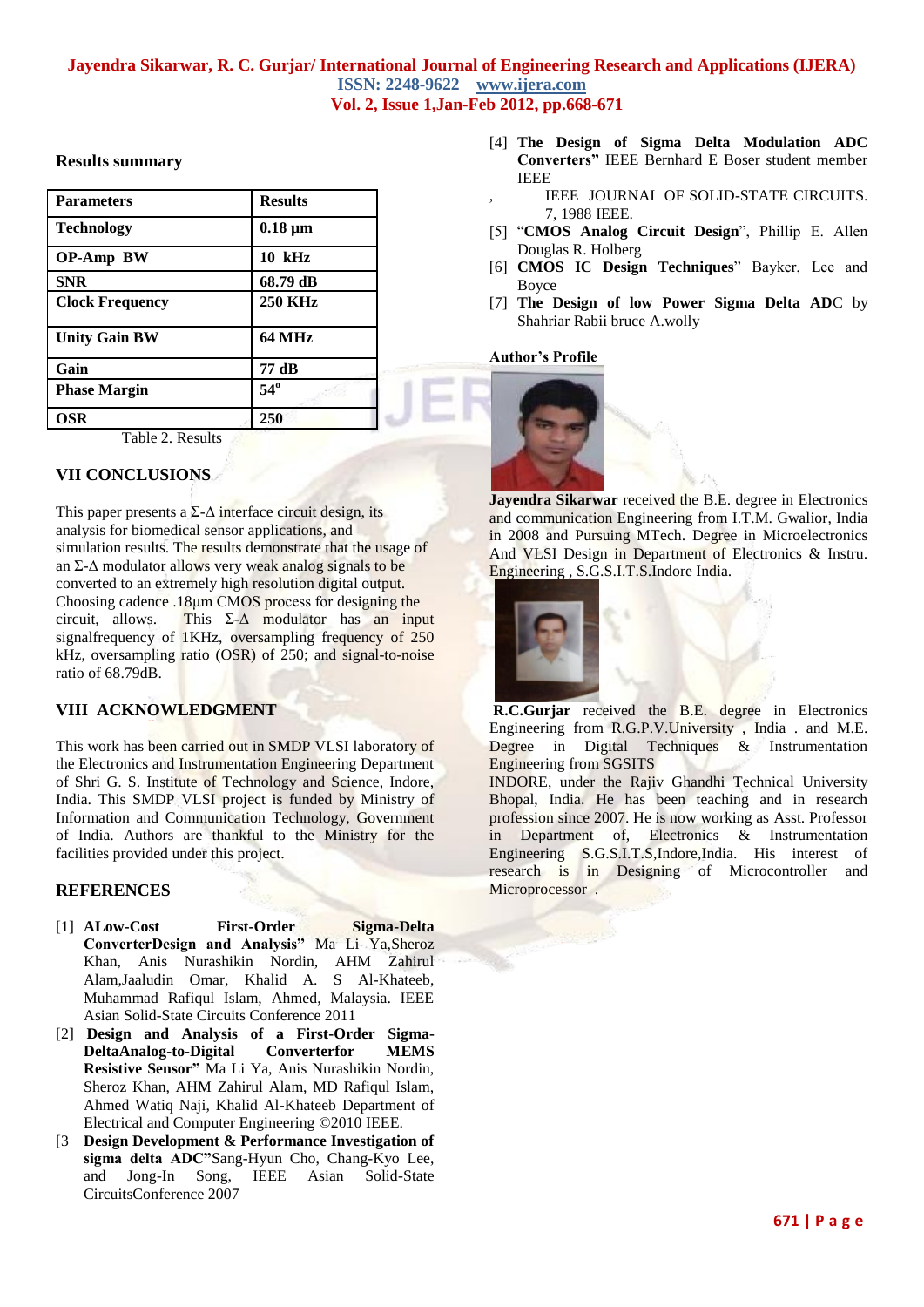**Results summary**

| Parameters | Results |
|---|---|
| Technology | 0.18 µm |
| OP-Amp BW | 10 kHz |
| SNR | 68.79 dB |
| Clock Frequency | 250 KHz |
| Unity Gain BW | 64 MHz |
| Gain | 77 dB |
| Phase Margin | $54^o$ |
| OSR | 250 |

Table 2. Results

## VII CONCLUSIONS

This paper presents a Σ-Δ interface circuit design, its analysis for biomedical sensor applications, and simulation results. The results demonstrate that the usage of an Σ-Δ modulator allows very weak analog signals to be converted to an extremely high resolution digital output. Choosing cadence .18µm CMOS process for designing the circuit, allows. This Σ-Δ modulator has an input signalfrequency of 1KHz, oversampling frequency of 250 kHz, oversampling ratio (OSR) of 250; and signal-to-noise ratio of 68.79dB.

## VIII ACKNOWLEDGMENT

This work has been carried out in SMDP VLSI laboratory of the Electronics and Instrumentation Engineering Department of Shri G. S. Institute of Technology and Science, Indore, India. This SMDP VLSI project is funded by Ministry of Information and Communication Technology, Government of India. Authors are thankful to the Ministry for the facilities provided under this project.

## REFERENCES

[1] **ALow-Cost First-Order Sigma-Delta ConverterDesign and Analysis"** Ma Li Ya,Sheroz Khan, Anis Nurashikin Nordin, AHM Zahirul Alam,Jaaludin Omar, Khalid A. S Al-Khateeb, Muhammad Rafiqul Islam, Ahmed, Malaysia. IEEE Asian Solid-State Circuits Conference 2011

[2] **Design and Analysis of a First-Order Sigma-DeltaAnalog-to-Digital Converterfor MEMS Resistive Sensor"** Ma Li Ya, Anis Nurashikin Nordin, Sheroz Khan, AHM Zahirul Alam, MD Rafiqul Islam, Ahmed Watiq Naji, Khalid Al-Khateeb Department of Electrical and Computer Engineering ©2010 IEEE.

[3 **Design Development & Performance Investigation of sigma delta ADC"**Sang-Hyun Cho, Chang-Kyo Lee, and Jong-In Song, IEEE Asian Solid-State CircuitsConference 2007

[4] **The Design of Sigma Delta Modulation ADC Converters"** IEEE Bernhard E Boser student member IEEE

, IEEE JOURNAL OF SOLID-STATE CIRCUITS. 7, 1988 IEEE.

[5] "**CMOS Analog Circuit Design**", Phillip E. Allen Douglas R. Holberg

[6] **CMOS IC Design Techniques**" Bayker, Lee and Boyce

[7] **The Design of low Power Sigma Delta ADC** by Shahriar Rabii bruce A.wolly

**Author's Profile**

**Jayendra Sikarwar** received the B.E. degree in Electronics and communication Engineering from I.T.M. Gwalior, India in 2008 and Pursuing MTech. Degree in Microelectronics And VLSI Design in Department of Electronics & Instru. Engineering , S.G.S.I.T.S.Indore India.

**R.C.Gurjar** received the B.E. degree in Electronics Engineering from R.G.P.V.University , India . and M.E. Degree in Digital Techniques & Instrumentation Engineering from SGSITS INDORE, under the Rajiv Ghandhi Technical University Bhopal, India. He has been teaching and in research profession since 2007. He is now working as Asst. Professor in Department of, Electronics & Instrumentation Engineering S.G.S.I.T.S,Indore,India. His interest of research is in Designing of Microcontroller and Microprocessor .